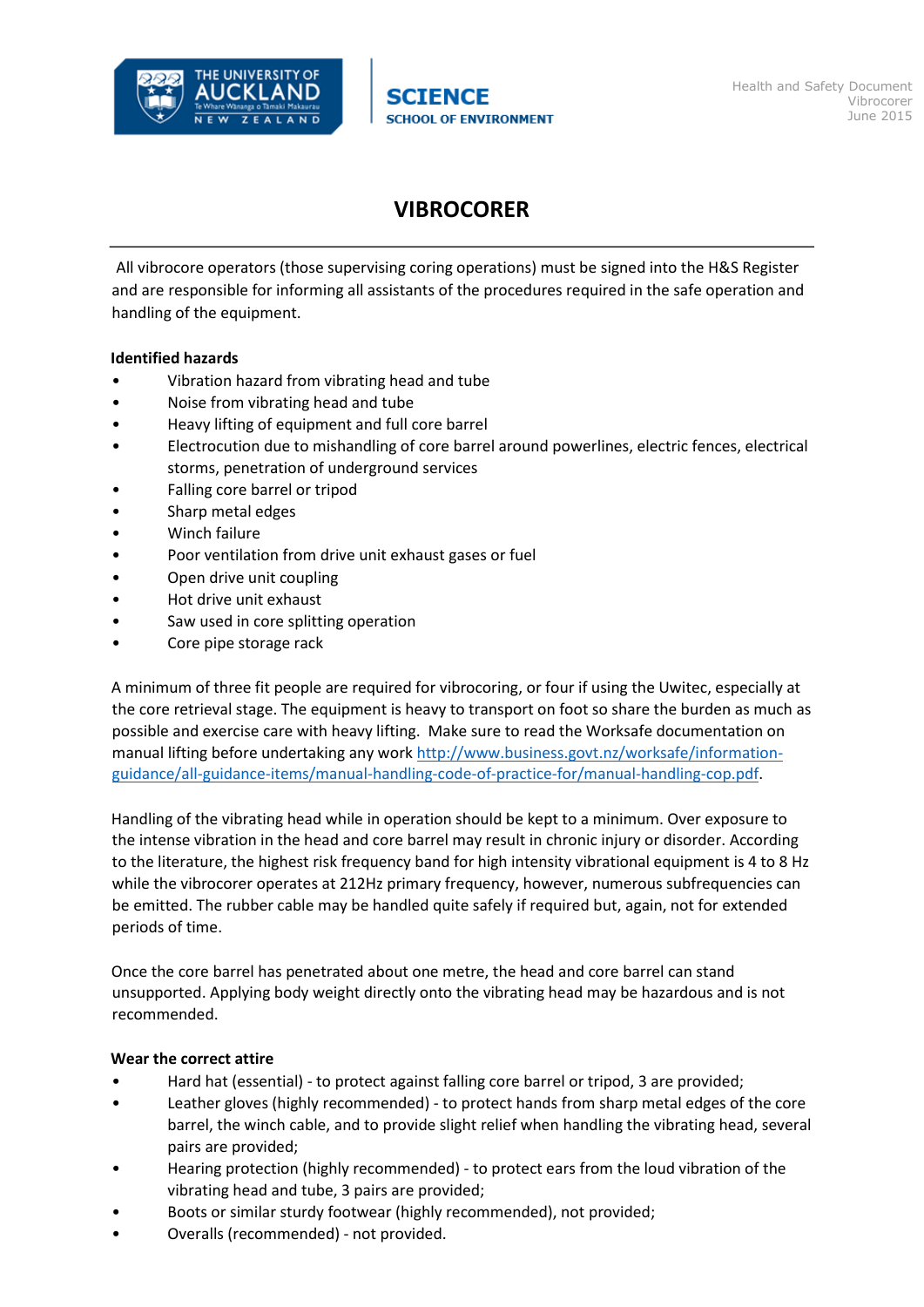# VIBROCORER

All vibrocore operators (those supervising coring operations) must be signed into the H&S Register and are responsible for informing all assistants of the procedures required in the safe operation and handling of the equipment.

**Identified hazards**

- Vibration hazard from vibrating head and tube
- Noise from vibrating head and tube
- Heavy lifting of equipment and full core barrel
- Electrocution due to mishandling of core barrel around powerlines, electric fences, electrical storms, penetration of underground services
- Falling core barrel or tripod
- Sharp metal edges
- Winch failure
- Poor ventilation from drive unit exhaust gases or fuel
- Open drive unit coupling
- Hot drive unit exhaust
- Saw used in core splitting operation
- Core pipe storage rack

A minimum of three fit people are required for vibrocoring, or four if using the Uwitec, especially at the core retrieval stage. The equipment is heavy to transport on foot so share the burden as much as possible and exercise care with heavy lifting. Make sure to read the Worksafe documentation on manual lifting before undertaking any work [http://www.business.govt.nz/worksafe/information-guidance/all-guidance-items/manual-handling-code-of-practice-for/manual-handling-cop.pdf](http://www.business.govt.nz/worksafe/information-guidance/all-guidance-items/manual-handling-code-of-practice-for/manual-handling-cop.pdf).

Handling of the vibrating head while in operation should be kept to a minimum. Over exposure to the intense vibration in the head and core barrel may result in chronic injury or disorder. According to the literature, the highest risk frequency band for high intensity vibrational equipment is 4 to 8 Hz while the vibrocorer operates at 212Hz primary frequency, however, numerous subfrequencies can be emitted. The rubber cable may be handled quite safely if required but, again, not for extended periods of time.

Once the core barrel has penetrated about one metre, the head and core barrel can stand unsupported. Applying body weight directly onto the vibrating head may be hazardous and is not recommended.

**Wear the correct attire**

- Hard hat (essential) - to protect against falling core barrel or tripod, 3 are provided;
- Leather gloves (highly recommended) - to protect hands from sharp metal edges of the core barrel, the winch cable, and to provide slight relief when handling the vibrating head, several pairs are provided;
- Hearing protection (highly recommended) - to protect ears from the loud vibration of the vibrating head and tube, 3 pairs are provided;
- Boots or similar sturdy footwear (highly recommended), not provided;
- Overalls (recommended) - not provided.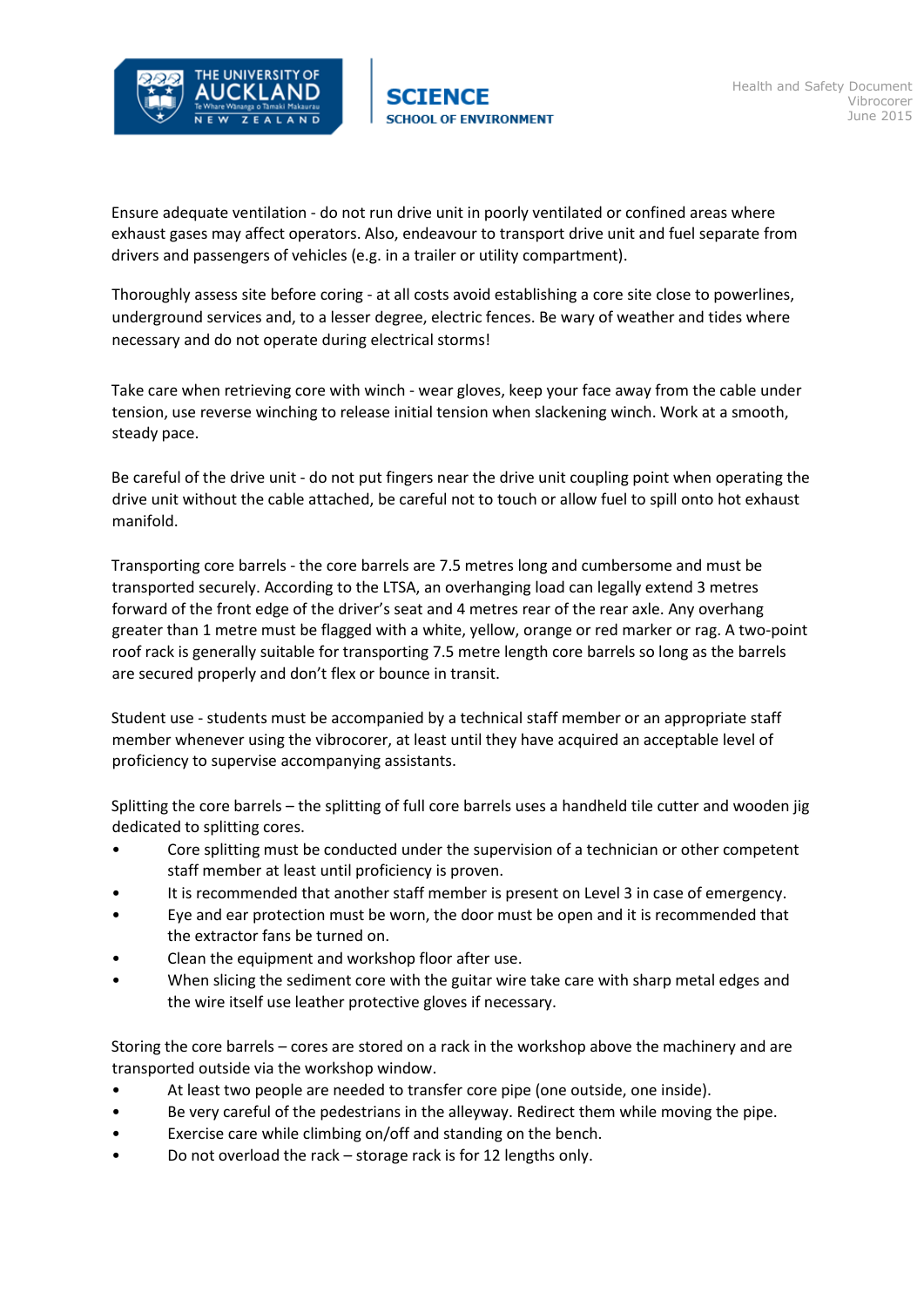Ensure adequate ventilation - do not run drive unit in poorly ventilated or confined areas where exhaust gases may affect operators. Also, endeavour to transport drive unit and fuel separate from drivers and passengers of vehicles (e.g. in a trailer or utility compartment).

Thoroughly assess site before coring - at all costs avoid establishing a core site close to powerlines, underground services and, to a lesser degree, electric fences. Be wary of weather and tides where necessary and do not operate during electrical storms!

Take care when retrieving core with winch - wear gloves, keep your face away from the cable under tension, use reverse winching to release initial tension when slackening winch. Work at a smooth, steady pace.

Be careful of the drive unit - do not put fingers near the drive unit coupling point when operating the drive unit without the cable attached, be careful not to touch or allow fuel to spill onto hot exhaust manifold.

Transporting core barrels - the core barrels are 7.5 metres long and cumbersome and must be transported securely. According to the LTSA, an overhanging load can legally extend 3 metres forward of the front edge of the driver's seat and 4 metres rear of the rear axle. Any overhang greater than 1 metre must be flagged with a white, yellow, orange or red marker or rag. A two-point roof rack is generally suitable for transporting 7.5 metre length core barrels so long as the barrels are secured properly and don't flex or bounce in transit.

Student use - students must be accompanied by a technical staff member or an appropriate staff member whenever using the vibrocorer, at least until they have acquired an acceptable level of proficiency to supervise accompanying assistants.

Splitting the core barrels – the splitting of full core barrels uses a handheld tile cutter and wooden jig dedicated to splitting cores.

- Core splitting must be conducted under the supervision of a technician or other competent staff member at least until proficiency is proven.
- It is recommended that another staff member is present on Level 3 in case of emergency.
- Eye and ear protection must be worn, the door must be open and it is recommended that the extractor fans be turned on.
- Clean the equipment and workshop floor after use.
- When slicing the sediment core with the guitar wire take care with sharp metal edges and the wire itself use leather protective gloves if necessary.

Storing the core barrels – cores are stored on a rack in the workshop above the machinery and are transported outside via the workshop window.

- At least two people are needed to transfer core pipe (one outside, one inside).
- Be very careful of the pedestrians in the alleyway. Redirect them while moving the pipe.
- Exercise care while climbing on/off and standing on the bench.
- Do not overload the rack – storage rack is for 12 lengths only.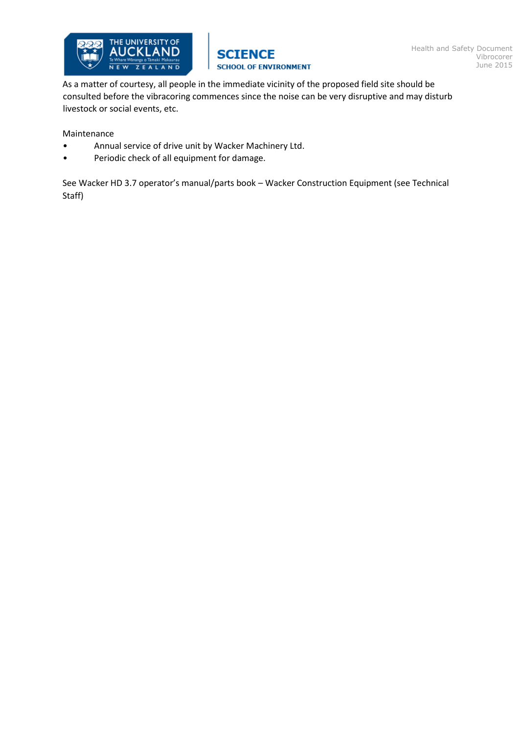As a matter of courtesy, all people in the immediate vicinity of the proposed field site should be consulted before the vibracoring commences since the noise can be very disruptive and may disturb livestock or social events, etc.

Maintenance

- Annual service of drive unit by Wacker Machinery Ltd.
- Periodic check of all equipment for damage.

See Wacker HD 3.7 operator's manual/parts book – Wacker Construction Equipment (see Technical Staff)